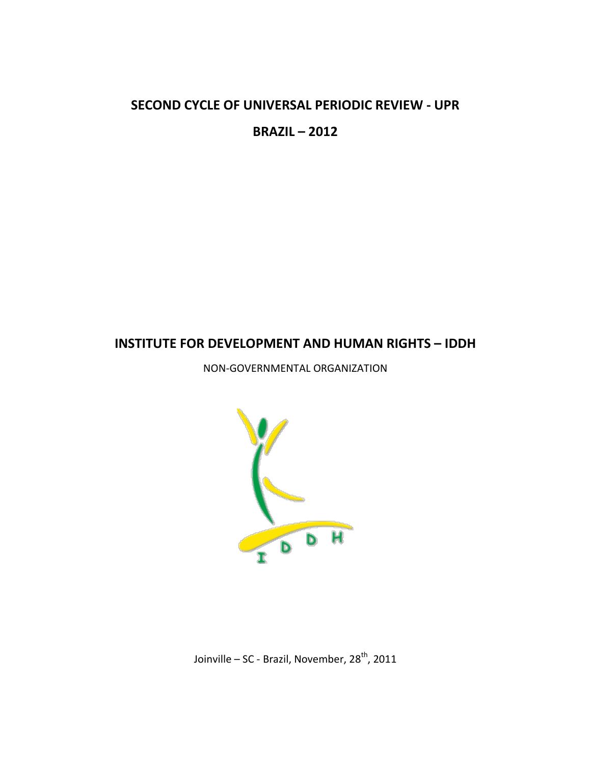# SECOND CYCLE OF UNIVERSAL PERIODIC REVIEW - UPR

# BRAZIL – 2012

## INSTITUTE FOR DEVELOPMENT AND HUMAN RIGHTS – IDDH

NON-GOVERNMENTAL ORGANIZATION

Joinville – SC - Brazil, November, 28th, 2011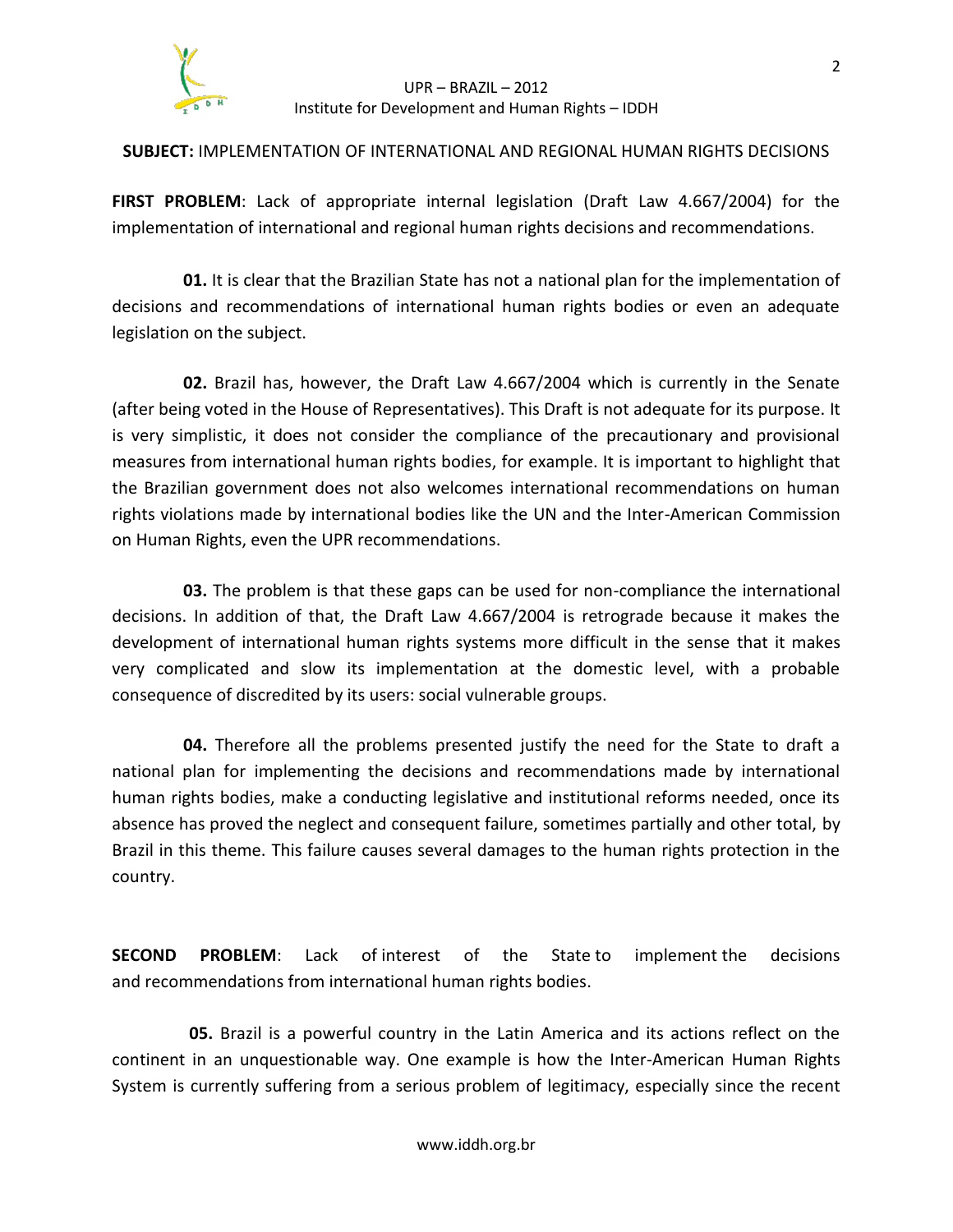**SUBJECT:** IMPLEMENTATION OF INTERNATIONAL AND REGIONAL HUMAN RIGHTS DECISIONS

**FIRST PROBLEM**: Lack of appropriate internal legislation (Draft Law 4.667/2004) for the implementation of international and regional human rights decisions and recommendations.

**01.** It is clear that the Brazilian State has not a national plan for the implementation of decisions and recommendations of international human rights bodies or even an adequate legislation on the subject.

**02.** Brazil has, however, the Draft Law 4.667/2004 which is currently in the Senate (after being voted in the House of Representatives). This Draft is not adequate for its purpose. It is very simplistic, it does not consider the compliance of the precautionary and provisional measures from international human rights bodies, for example. It is important to highlight that the Brazilian government does not also welcomes international recommendations on human rights violations made by international bodies like the UN and the Inter-American Commission on Human Rights, even the UPR recommendations.

**03.** The problem is that these gaps can be used for non-compliance the international decisions. In addition of that, the Draft Law 4.667/2004 is retrograde because it makes the development of international human rights systems more difficult in the sense that it makes very complicated and slow its implementation at the domestic level, with a probable consequence of discredited by its users: social vulnerable groups.

**04.** Therefore all the problems presented justify the need for the State to draft a national plan for implementing the decisions and recommendations made by international human rights bodies, make a conducting legislative and institutional reforms needed, once its absence has proved the neglect and consequent failure, sometimes partially and other total, by Brazil in this theme. This failure causes several damages to the human rights protection in the country.

**SECOND PROBLEM**: Lack of interest of the State to implement the decisions and recommendations from international human rights bodies.

**05.** Brazil is a powerful country in the Latin America and its actions reflect on the continent in an unquestionable way. One example is how the Inter-American Human Rights System is currently suffering from a serious problem of legitimacy, especially since the recent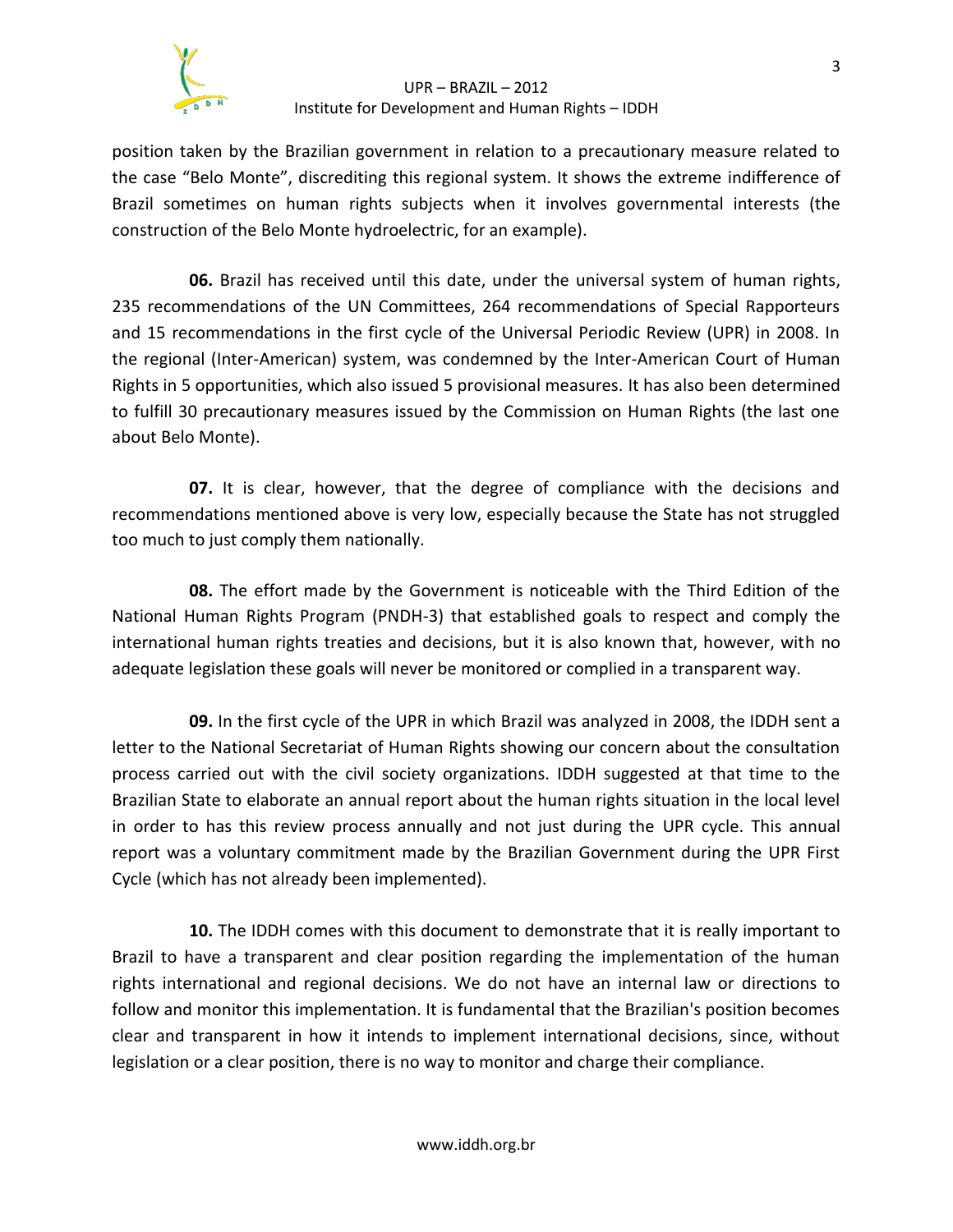position taken by the Brazilian government in relation to a precautionary measure related to the case "Belo Monte", discrediting this regional system. It shows the extreme indifference of Brazil sometimes on human rights subjects when it involves governmental interests (the construction of the Belo Monte hydroelectric, for an example).

**06.** Brazil has received until this date, under the universal system of human rights, 235 recommendations of the UN Committees, 264 recommendations of Special Rapporteurs and 15 recommendations in the first cycle of the Universal Periodic Review (UPR) in 2008. In the regional (Inter-American) system, was condemned by the Inter-American Court of Human Rights in 5 opportunities, which also issued 5 provisional measures. It has also been determined to fulfill 30 precautionary measures issued by the Commission on Human Rights (the last one about Belo Monte).

**07.** It is clear, however, that the degree of compliance with the decisions and recommendations mentioned above is very low, especially because the State has not struggled too much to just comply them nationally.

**08.** The effort made by the Government is noticeable with the Third Edition of the National Human Rights Program (PNDH-3) that established goals to respect and comply the international human rights treaties and decisions, but it is also known that, however, with no adequate legislation these goals will never be monitored or complied in a transparent way.

**09.** In the first cycle of the UPR in which Brazil was analyzed in 2008, the IDDH sent a letter to the National Secretariat of Human Rights showing our concern about the consultation process carried out with the civil society organizations. IDDH suggested at that time to the Brazilian State to elaborate an annual report about the human rights situation in the local level in order to has this review process annually and not just during the UPR cycle. This annual report was a voluntary commitment made by the Brazilian Government during the UPR First Cycle (which has not already been implemented).

**10.** The IDDH comes with this document to demonstrate that it is really important to Brazil to have a transparent and clear position regarding the implementation of the human rights international and regional decisions. We do not have an internal law or directions to follow and monitor this implementation. It is fundamental that the Brazilian's position becomes clear and transparent in how it intends to implement international decisions, since, without legislation or a clear position, there is no way to monitor and charge their compliance.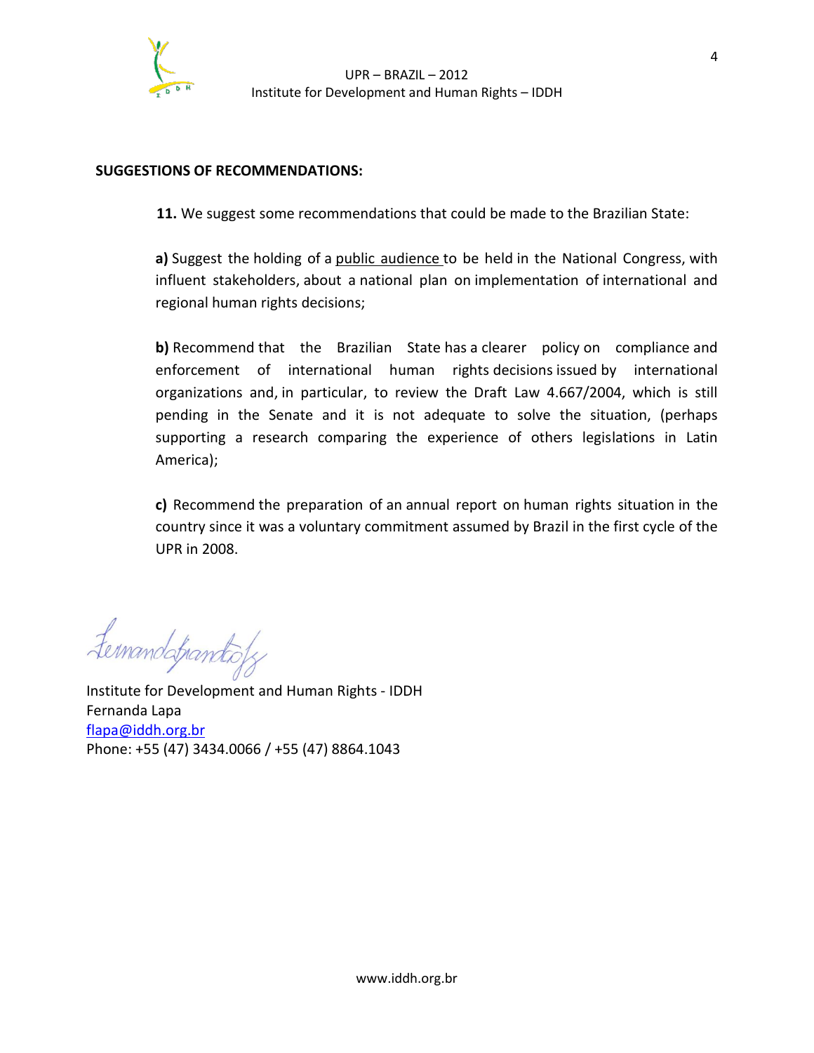**SUGGESTIONS OF RECOMMENDATIONS:**

**11.** We suggest some recommendations that could be made to the Brazilian State:

**a)** Suggest the holding of a public audience to be held in the National Congress, with influent stakeholders, about a national plan on implementation of international and regional human rights decisions;

**b)** Recommend that the Brazilian State has a clearer policy on compliance and enforcement of international human rights decisions issued by international organizations and, in particular, to review the Draft Law 4.667/2004, which is still pending in the Senate and it is not adequate to solve the situation, (perhaps supporting a research comparing the experience of others legislations in Latin America);

**c)** Recommend the preparation of an annual report on human rights situation in the country since it was a voluntary commitment assumed by Brazil in the first cycle of the UPR in 2008.

Institute for Development and Human Rights - IDDH
Fernanda Lapa
flapa@iddh.org.br
Phone: +55 (47) 3434.0066 / +55 (47) 8864.1043